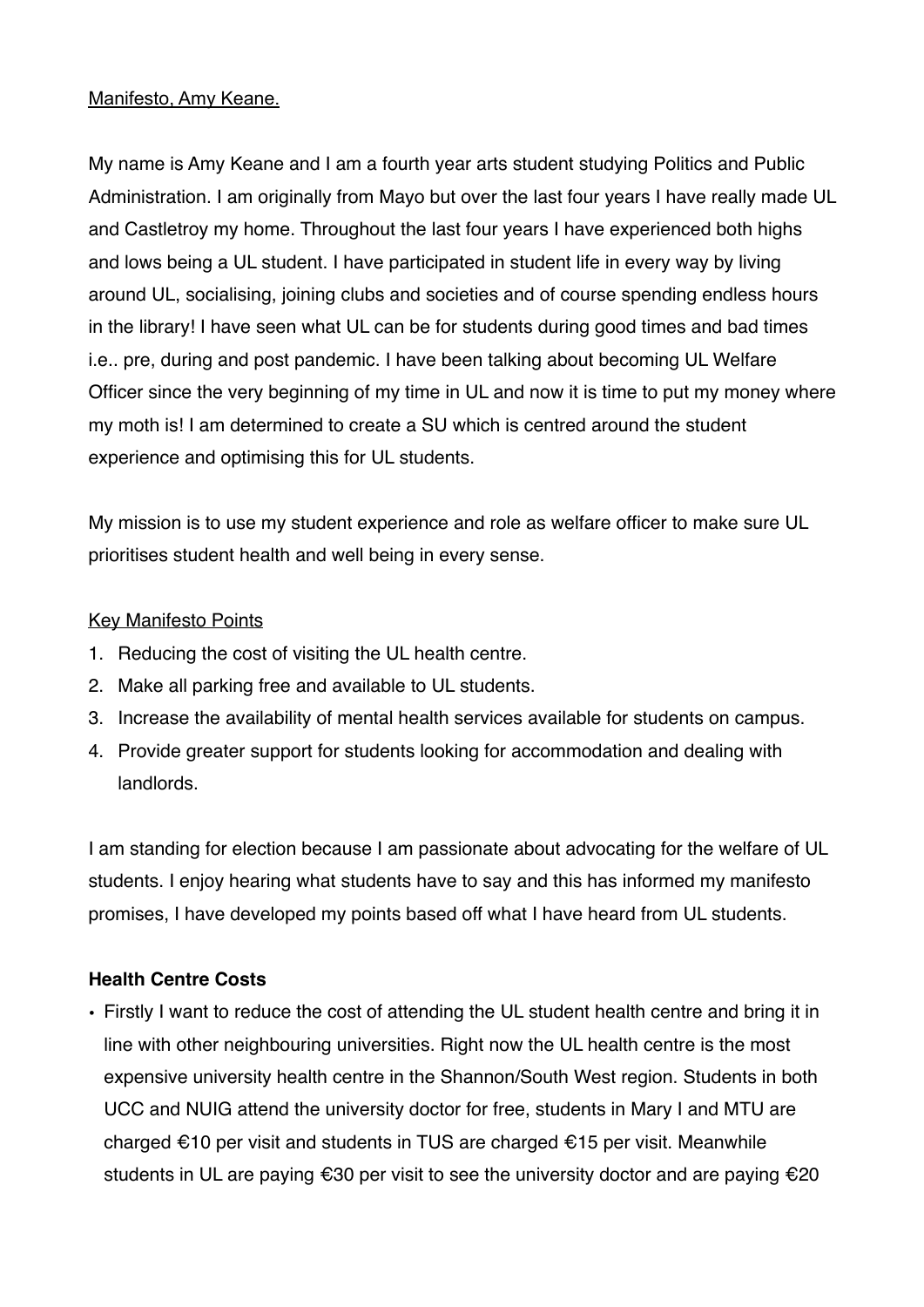Manifesto, Amy Keane.

My name is Amy Keane and I am a fourth year arts student studying Politics and Public Administration. I am originally from Mayo but over the last four years I have really made UL and Castletroy my home. Throughout the last four years I have experienced both highs and lows being a UL student. I have participated in student life in every way by living around UL, socialising, joining clubs and societies and of course spending endless hours in the library! I have seen what UL can be for students during good times and bad times i.e.. pre, during and post pandemic. I have been talking about becoming UL Welfare Officer since the very beginning of my time in UL and now it is time to put my money where my moth is! I am determined to create a SU which is centred around the student experience and optimising this for UL students.

My mission is to use my student experience and role as welfare officer to make sure UL prioritises student health and well being in every sense.

Key Manifesto Points

1. Reducing the cost of visiting the UL health centre.
2. Make all parking free and available to UL students.
3. Increase the availability of mental health services available for students on campus.
4. Provide greater support for students looking for accommodation and dealing with landlords.

I am standing for election because I am passionate about advocating for the welfare of UL students. I enjoy hearing what students have to say and this has informed my manifesto promises, I have developed my points based off what I have heard from UL students.

**Health Centre Costs**

- Firstly I want to reduce the cost of attending the UL student health centre and bring it in line with other neighbouring universities. Right now the UL health centre is the most expensive university health centre in the Shannon/South West region. Students in both UCC and NUIG attend the university doctor for free, students in Mary I and MTU are charged €10 per visit and students in TUS are charged €15 per visit. Meanwhile students in UL are paying €30 per visit to see the university doctor and are paying €20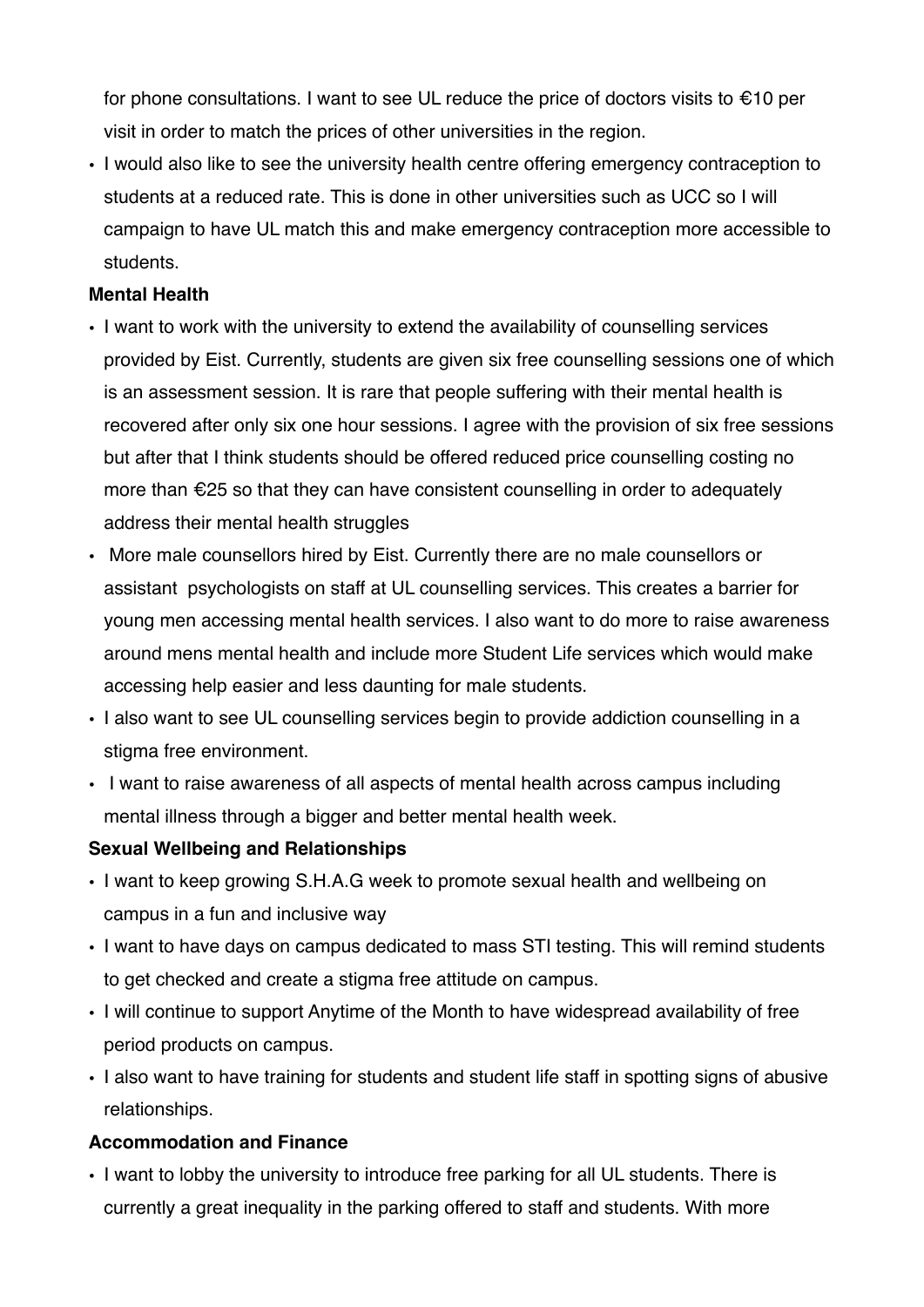for phone consultations. I want to see UL reduce the price of doctors visits to €10 per visit in order to match the prices of other universities in the region.

- I would also like to see the university health centre offering emergency contraception to students at a reduced rate. This is done in other universities such as UCC so I will campaign to have UL match this and make emergency contraception more accessible to students.

**Mental Health**

- I want to work with the university to extend the availability of counselling services provided by Eist. Currently, students are given six free counselling sessions one of which is an assessment session. It is rare that people suffering with their mental health is recovered after only six one hour sessions. I agree with the provision of six free sessions but after that I think students should be offered reduced price counselling costing no more than €25 so that they can have consistent counselling in order to adequately address their mental health struggles
- More male counsellors hired by Eist. Currently there are no male counsellors or assistant psychologists on staff at UL counselling services. This creates a barrier for young men accessing mental health services. I also want to do more to raise awareness around mens mental health and include more Student Life services which would make accessing help easier and less daunting for male students.
- I also want to see UL counselling services begin to provide addiction counselling in a stigma free environment.
- I want to raise awareness of all aspects of mental health across campus including mental illness through a bigger and better mental health week.

**Sexual Wellbeing and Relationships**

- I want to keep growing S.H.A.G week to promote sexual health and wellbeing on campus in a fun and inclusive way
- I want to have days on campus dedicated to mass STI testing. This will remind students to get checked and create a stigma free attitude on campus.
- I will continue to support Anytime of the Month to have widespread availability of free period products on campus.
- I also want to have training for students and student life staff in spotting signs of abusive relationships.

**Accommodation and Finance**

- I want to lobby the university to introduce free parking for all UL students. There is currently a great inequality in the parking offered to staff and students. With more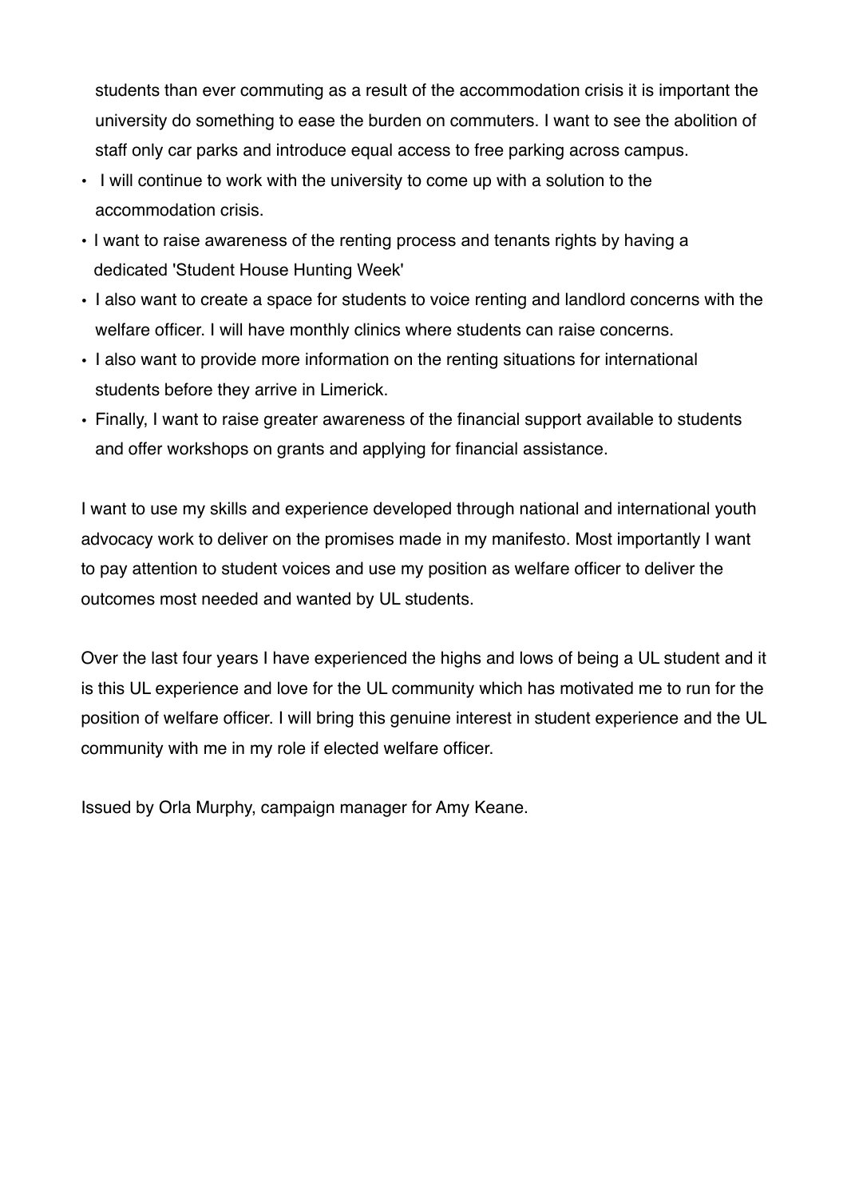students than ever commuting as a result of the accommodation crisis it is important the university do something to ease the burden on commuters. I want to see the abolition of staff only car parks and introduce equal access to free parking across campus.

- I will continue to work with the university to come up with a solution to the accommodation crisis.
- I want to raise awareness of the renting process and tenants rights by having a dedicated 'Student House Hunting Week'
- I also want to create a space for students to voice renting and landlord concerns with the welfare officer. I will have monthly clinics where students can raise concerns.
- I also want to provide more information on the renting situations for international students before they arrive in Limerick.
- Finally, I want to raise greater awareness of the financial support available to students and offer workshops on grants and applying for financial assistance.

I want to use my skills and experience developed through national and international youth advocacy work to deliver on the promises made in my manifesto. Most importantly I want to pay attention to student voices and use my position as welfare officer to deliver the outcomes most needed and wanted by UL students.

Over the last four years I have experienced the highs and lows of being a UL student and it is this UL experience and love for the UL community which has motivated me to run for the position of welfare officer. I will bring this genuine interest in student experience and the UL community with me in my role if elected welfare officer.

Issued by Orla Murphy, campaign manager for Amy Keane.